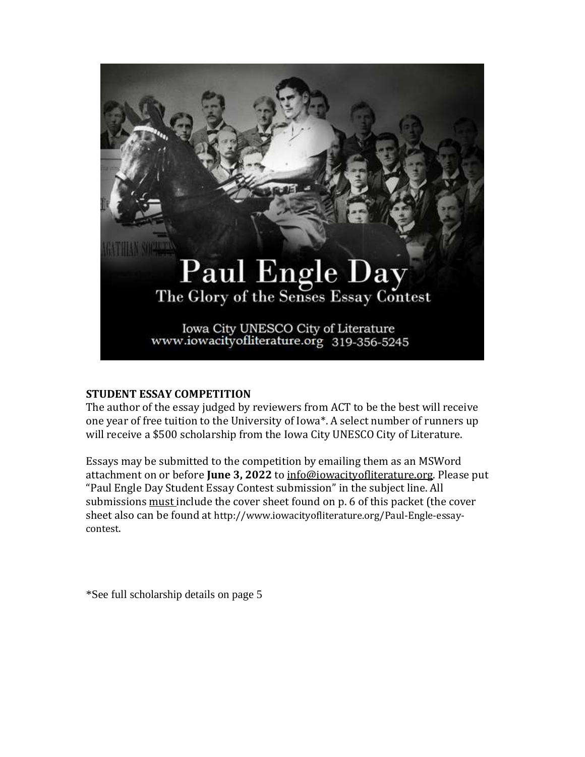# Paul Engle Day

## The Glory of the Senses Essay Contest

Iowa City UNESCO City of Literature
www.iowacityofliterature.org 319-356-5245

**STUDENT ESSAY COMPETITION**

The author of the essay judged by reviewers from ACT to be the best will receive one year of free tuition to the University of Iowa*. A select number of runners up will receive a $500 scholarship from the Iowa City UNESCO City of Literature.

Essays may be submitted to the competition by emailing them as an MSWord attachment on or before **June 3, 2022** to info@iowacityofliterature.org. Please put "Paul Engle Day Student Essay Contest submission" in the subject line. All submissions must include the cover sheet found on p. 6 of this packet (the cover sheet also can be found at http://www.iowacityofliterature.org/Paul-Engle-essay-contest.

*See full scholarship details on page 5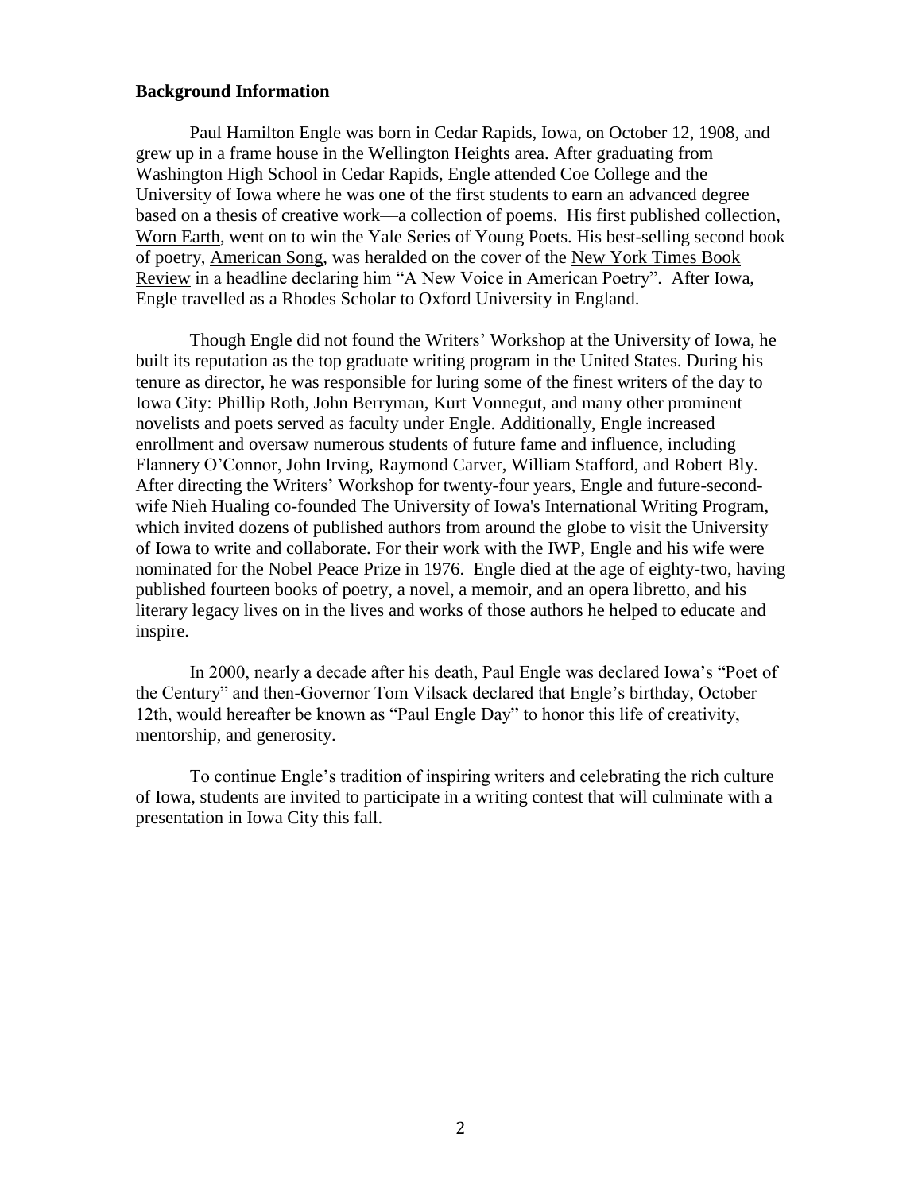**Background Information**

Paul Hamilton Engle was born in Cedar Rapids, Iowa, on October 12, 1908, and grew up in a frame house in the Wellington Heights area. After graduating from Washington High School in Cedar Rapids, Engle attended Coe College and the University of Iowa where he was one of the first students to earn an advanced degree based on a thesis of creative work—a collection of poems. His first published collection, Worn Earth, went on to win the Yale Series of Young Poets. His best-selling second book of poetry, American Song, was heralded on the cover of the New York Times Book Review in a headline declaring him "A New Voice in American Poetry". After Iowa, Engle travelled as a Rhodes Scholar to Oxford University in England.

Though Engle did not found the Writers' Workshop at the University of Iowa, he built its reputation as the top graduate writing program in the United States. During his tenure as director, he was responsible for luring some of the finest writers of the day to Iowa City: Phillip Roth, John Berryman, Kurt Vonnegut, and many other prominent novelists and poets served as faculty under Engle. Additionally, Engle increased enrollment and oversaw numerous students of future fame and influence, including Flannery O'Connor, John Irving, Raymond Carver, William Stafford, and Robert Bly. After directing the Writers' Workshop for twenty-four years, Engle and future-second-wife Nieh Hualing co-founded The University of Iowa's International Writing Program, which invited dozens of published authors from around the globe to visit the University of Iowa to write and collaborate. For their work with the IWP, Engle and his wife were nominated for the Nobel Peace Prize in 1976. Engle died at the age of eighty-two, having published fourteen books of poetry, a novel, a memoir, and an opera libretto, and his literary legacy lives on in the lives and works of those authors he helped to educate and inspire.

In 2000, nearly a decade after his death, Paul Engle was declared Iowa's "Poet of the Century" and then-Governor Tom Vilsack declared that Engle's birthday, October 12th, would hereafter be known as "Paul Engle Day" to honor this life of creativity, mentorship, and generosity.

To continue Engle's tradition of inspiring writers and celebrating the rich culture of Iowa, students are invited to participate in a writing contest that will culminate with a presentation in Iowa City this fall.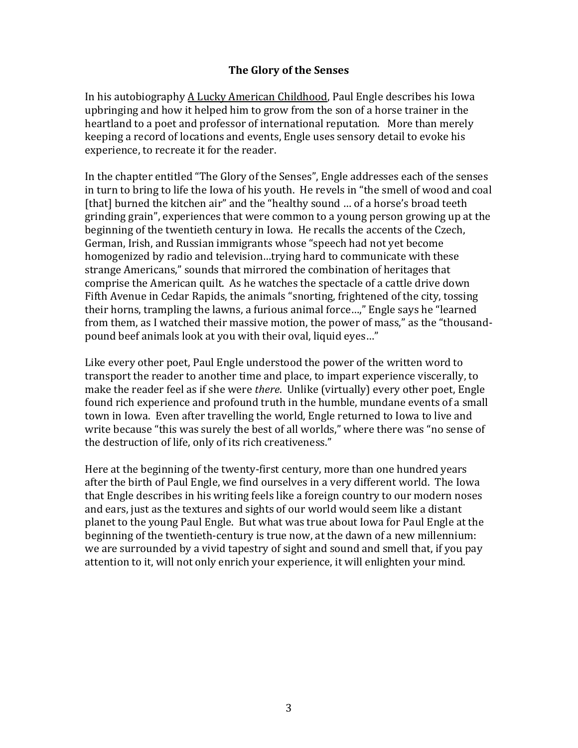**The Glory of the Senses**

In his autobiography <u>A Lucky American Childhood</u>, Paul Engle describes his Iowa upbringing and how it helped him to grow from the son of a horse trainer in the heartland to a poet and professor of international reputation. More than merely keeping a record of locations and events, Engle uses sensory detail to evoke his experience, to recreate it for the reader.

In the chapter entitled "The Glory of the Senses", Engle addresses each of the senses in turn to bring to life the Iowa of his youth. He revels in "the smell of wood and coal [that] burned the kitchen air" and the "healthy sound … of a horse's broad teeth grinding grain", experiences that were common to a young person growing up at the beginning of the twentieth century in Iowa. He recalls the accents of the Czech, German, Irish, and Russian immigrants whose "speech had not yet become homogenized by radio and television…trying hard to communicate with these strange Americans," sounds that mirrored the combination of heritages that comprise the American quilt. As he watches the spectacle of a cattle drive down Fifth Avenue in Cedar Rapids, the animals "snorting, frightened of the city, tossing their horns, trampling the lawns, a furious animal force…," Engle says he "learned from them, as I watched their massive motion, the power of mass," as the "thousand-pound beef animals look at you with their oval, liquid eyes…"

Like every other poet, Paul Engle understood the power of the written word to transport the reader to another time and place, to impart experience viscerally, to make the reader feel as if she were *there*. Unlike (virtually) every other poet, Engle found rich experience and profound truth in the humble, mundane events of a small town in Iowa. Even after travelling the world, Engle returned to Iowa to live and write because "this was surely the best of all worlds," where there was "no sense of the destruction of life, only of its rich creativeness."

Here at the beginning of the twenty-first century, more than one hundred years after the birth of Paul Engle, we find ourselves in a very different world. The Iowa that Engle describes in his writing feels like a foreign country to our modern noses and ears, just as the textures and sights of our world would seem like a distant planet to the young Paul Engle. But what was true about Iowa for Paul Engle at the beginning of the twentieth-century is true now, at the dawn of a new millennium: we are surrounded by a vivid tapestry of sight and sound and smell that, if you pay attention to it, will not only enrich your experience, it will enlighten your mind.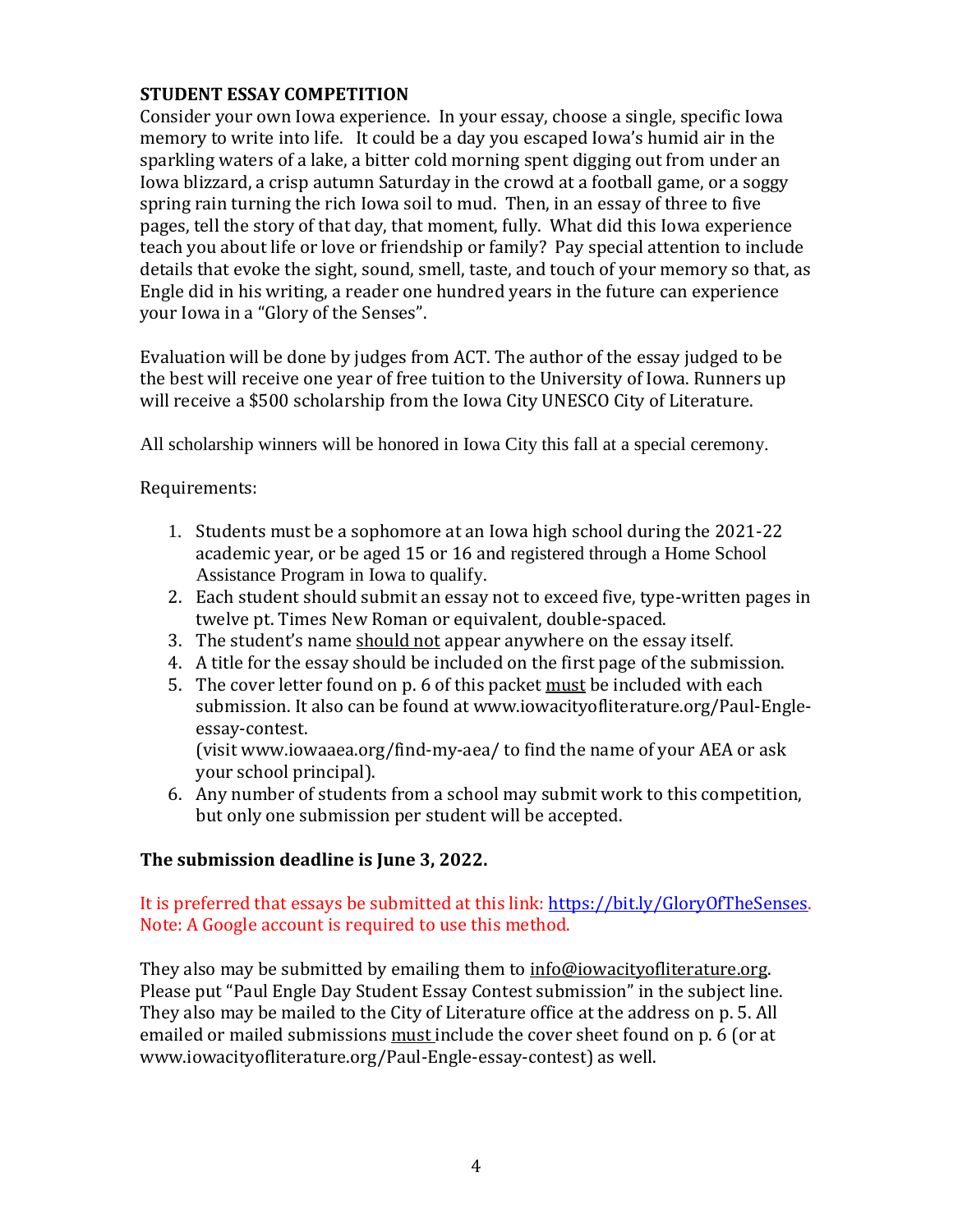## STUDENT ESSAY COMPETITION

Consider your own Iowa experience. In your essay, choose a single, specific Iowa memory to write into life. It could be a day you escaped Iowa's humid air in the sparkling waters of a lake, a bitter cold morning spent digging out from under an Iowa blizzard, a crisp autumn Saturday in the crowd at a football game, or a soggy spring rain turning the rich Iowa soil to mud. Then, in an essay of three to five pages, tell the story of that day, that moment, fully. What did this Iowa experience teach you about life or love or friendship or family? Pay special attention to include details that evoke the sight, sound, smell, taste, and touch of your memory so that, as Engle did in his writing, a reader one hundred years in the future can experience your Iowa in a "Glory of the Senses".

Evaluation will be done by judges from ACT. The author of the essay judged to be the best will receive one year of free tuition to the University of Iowa. Runners up will receive a $500 scholarship from the Iowa City UNESCO City of Literature.

All scholarship winners will be honored in Iowa City this fall at a special ceremony.

Requirements:

1. Students must be a sophomore at an Iowa high school during the 2021-22 academic year, or be aged 15 or 16 and registered through a Home School Assistance Program in Iowa to qualify.
2. Each student should submit an essay not to exceed five, type-written pages in twelve pt. Times New Roman or equivalent, double-spaced.
3. The student's name <u>should not</u> appear anywhere on the essay itself.
4. A title for the essay should be included on the first page of the submission.
5. The cover letter found on p. 6 of this packet <u>must</u> be included with each submission. It also can be found at www.iowacityofliterature.org/Paul-Engle-essay-contest.
   (visit www.iowaaea.org/find-my-aea/ to find the name of your AEA or ask your school principal).
6. Any number of students from a school may submit work to this competition, but only one submission per student will be accepted.

**The submission deadline is June 3, 2022.**

It is preferred that essays be submitted at this link: https://bit.ly/GloryOfTheSenses. Note: A Google account is required to use this method.

They also may be submitted by emailing them to info@iowacityofliterature.org. Please put "Paul Engle Day Student Essay Contest submission" in the subject line. They also may be mailed to the City of Literature office at the address on p. 5. All emailed or mailed submissions <u>must</u> include the cover sheet found on p. 6 (or at www.iowacityofliterature.org/Paul-Engle-essay-contest) as well.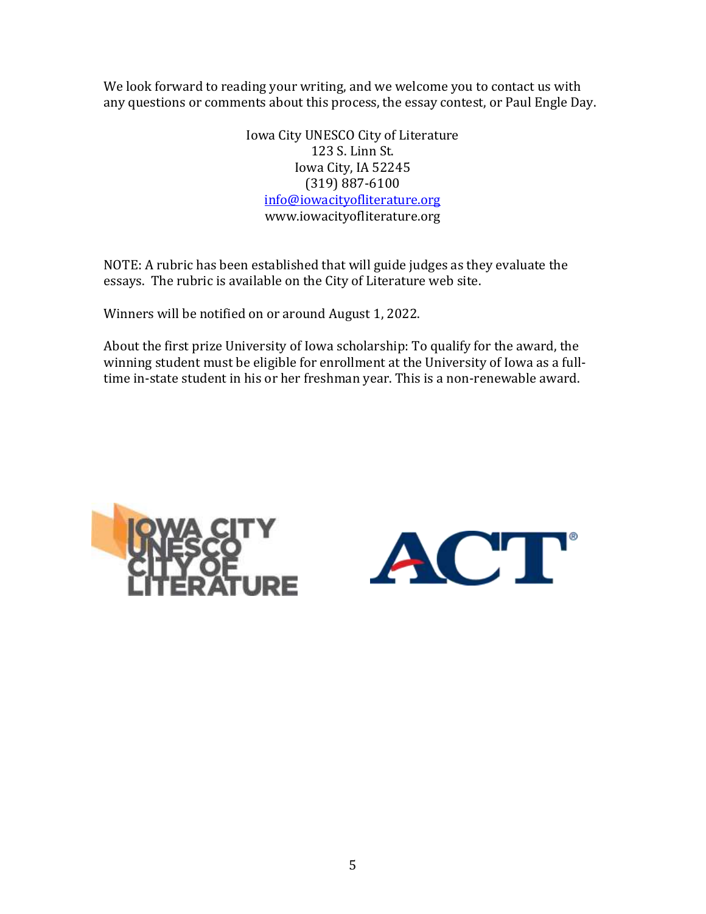We look forward to reading your writing, and we welcome you to contact us with any questions or comments about this process, the essay contest, or Paul Engle Day.

Iowa City UNESCO City of Literature
123 S. Linn St.
Iowa City, IA 52245
(319) 887-6100
[info@iowacityofliterature.org](mailto:info@iowacityofliterature.org)
www.iowacityofliterature.org

NOTE: A rubric has been established that will guide judges as they evaluate the essays. The rubric is available on the City of Literature web site.

Winners will be notified on or around August 1, 2022.

About the first prize University of Iowa scholarship: To qualify for the award, the winning student must be eligible for enrollment at the University of Iowa as a full-time in-state student in his or her freshman year. This is a non-renewable award.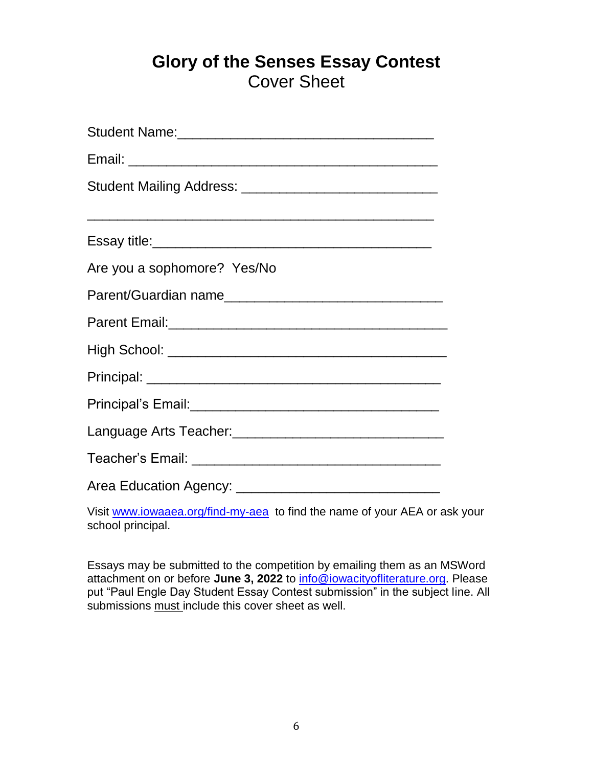# Glory of the Senses Essay Contest

## Cover Sheet

Student Name:_________________________________

Email: _________________________________________

Student Mailing Address: __________________________

_____________________________________________

Essay title:____________________________________

Are you a sophomore? Yes/No

Parent/Guardian name_____________________________

Parent Email:____________________________________

High School: ____________________________________

Principal: _______________________________________

Principal's Email:_________________________________

Language Arts Teacher:____________________________

Teacher's Email: _________________________________

Area Education Agency: ___________________________

Visit www.iowaaea.org/find-my-aea to find the name of your AEA or ask your school principal.

Essays may be submitted to the competition by emailing them as an MSWord attachment on or before **June 3, 2022** to info@iowacityofliterature.org. Please put "Paul Engle Day Student Essay Contest submission" in the subject line. All submissions must include this cover sheet as well.